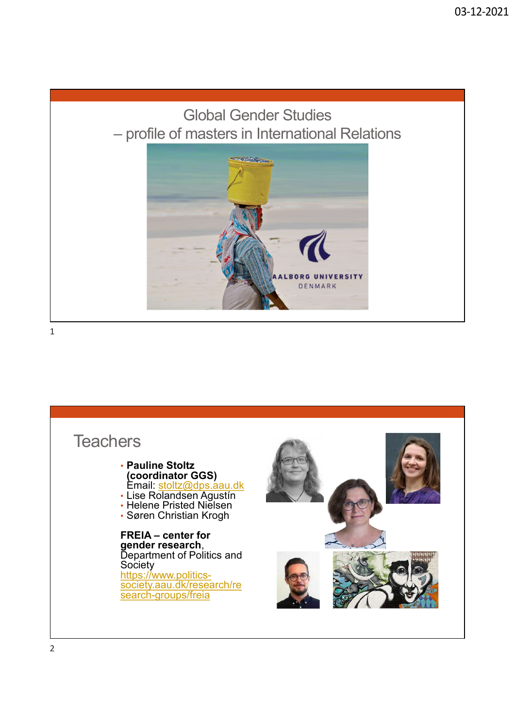# Global Gender Studies
## – profile of masters in International Relations

## Teachers

- **Pauline Stoltz (coordinator GGS)**
  Email: stoltz@dps.aau.dk
- Lise Rolandsen Agustín
- Helene Pristed Nielsen
- Søren Christian Krogh

**FREIA – center for gender research**, Department of Politics and Society
https://www.politics-society.aau.dk/research/research-groups/freia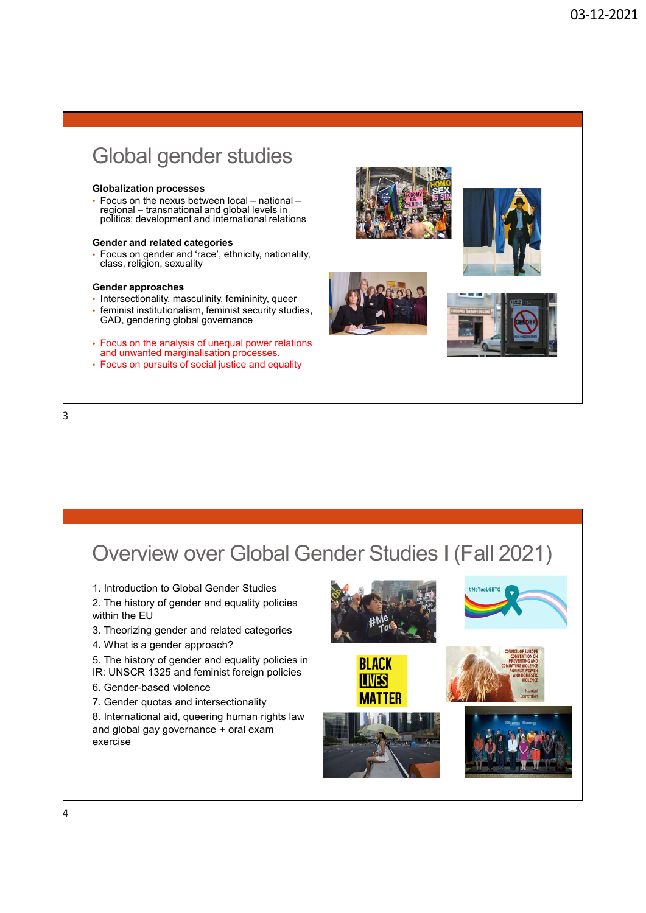# Global gender studies

**Globalization processes**

- Focus on the nexus between local – national – regional – transnational and global levels in politics; development and international relations

**Gender and related categories**

- Focus on gender and 'race', ethnicity, nationality, class, religion, sexuality

**Gender approaches**

- Intersectionality, masculinity, femininity, queer
- feminist institutionalism, feminist security studies, GAD, gendering global governance

- Focus on the analysis of unequal power relations and unwanted marginalisation processes.
- Focus on pursuits of social justice and equality

# Overview over Global Gender Studies I (Fall 2021)

1. Introduction to Global Gender Studies
2. The history of gender and equality policies within the EU
3. Theorizing gender and related categories
4. What is a gender approach?
5. The history of gender and equality policies in IR: UNSCR 1325 and feminist foreign policies
6. Gender-based violence
7. Gender quotas and intersectionality
8. International aid, queering human rights law and global gay governance + oral exam exercise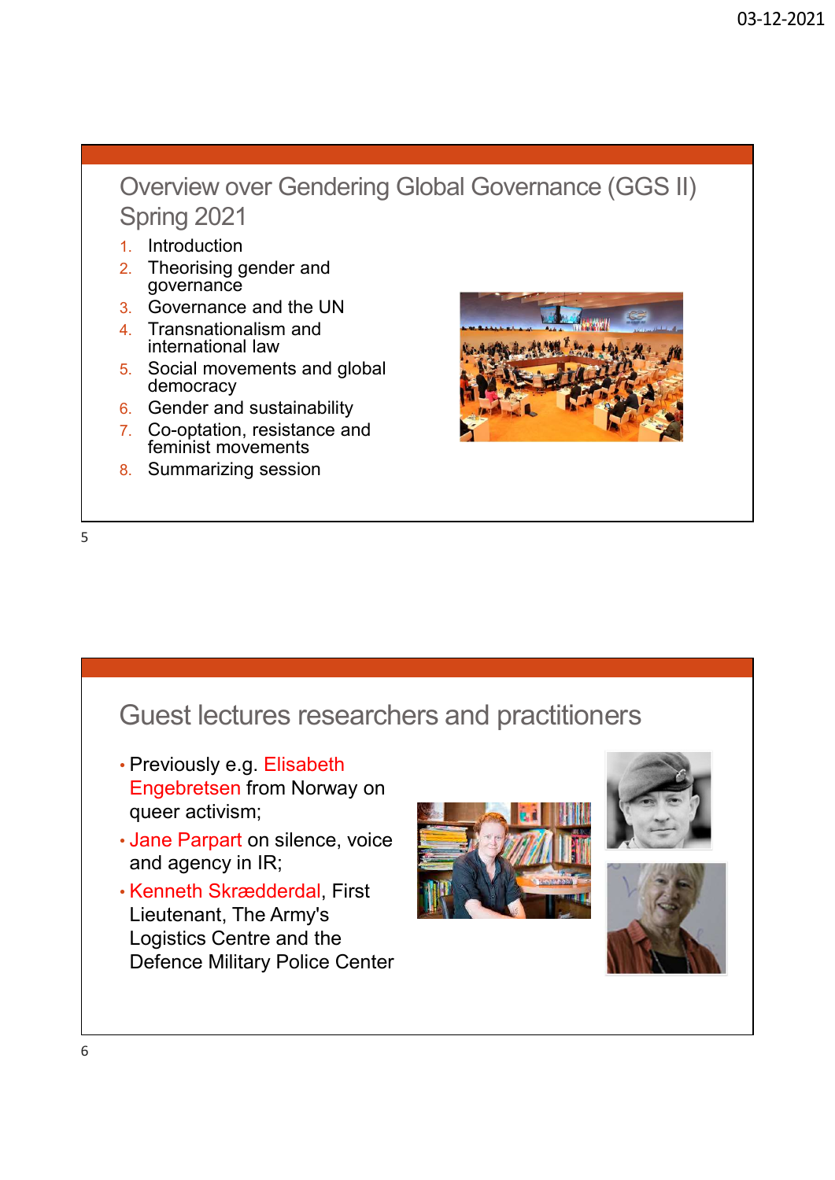## Overview over Gendering Global Governance (GGS II) Spring 2021

1. Introduction
2. Theorising gender and governance
3. Governance and the UN
4. Transnationalism and international law
5. Social movements and global democracy
6. Gender and sustainability
7. Co-optation, resistance and feminist movements
8. Summarizing session

## Guest lectures researchers and practitioners

- Previously e.g. Elisabeth Engebretsen from Norway on queer activism;
- Jane Parpart on silence, voice and agency in IR;
- Kenneth Skrædderdal, First Lieutenant, The Army's Logistics Centre and the Defence Military Police Center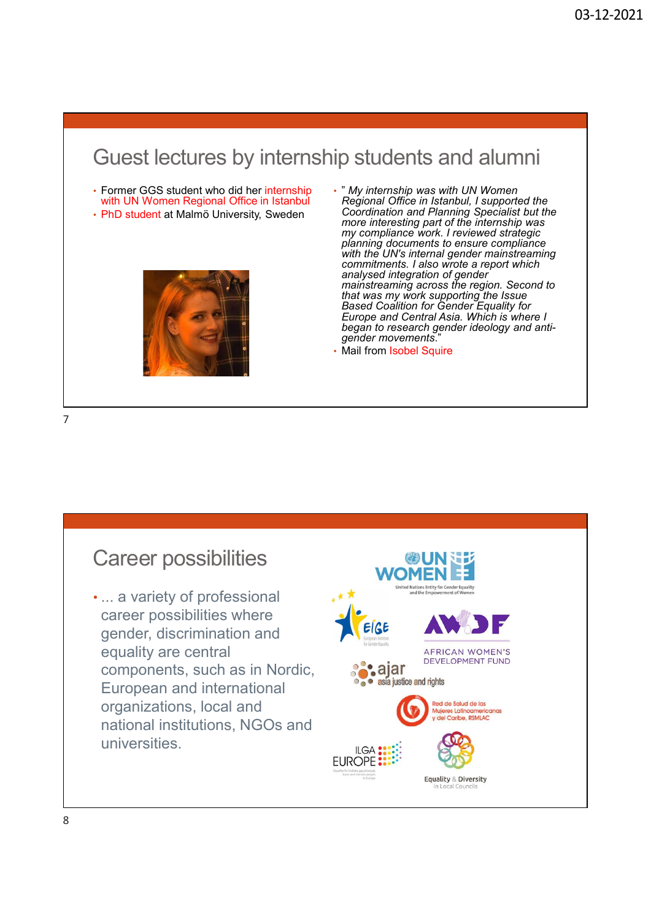## Guest lectures by internship students and alumni

- Former GGS student who did her internship with UN Women Regional Office in Istanbul
- PhD student at Malmö University, Sweden

- *" My internship was with UN Women Regional Office in Istanbul, I supported the Coordination and Planning Specialist but the more interesting part of the internship was my compliance work. I reviewed strategic planning documents to ensure compliance with the UN's internal gender mainstreaming commitments. I also wrote a report which analysed integration of gender mainstreaming across the region. Second to that was my work supporting the Issue Based Coalition for Gender Equality for Europe and Central Asia. Which is where I began to research gender ideology and anti-gender movements."*
- Mail from Isobel Squire

## Career possibilities

- ... a variety of professional career possibilities where gender, discrimination and equality are central components, such as in Nordic, European and international organizations, local and national institutions, NGOs and universities.

UN WOMEN — United Nations Entity for Gender Equality and the Empowerment of Women

EIGE — European Institute for Gender Equality

AWDF — African Women's Development Fund

ajar — asia justice and rights

Red de Salud de las Mujeres Latinoamericanas y del Caribe, RSMLAC

ILGA EUROPE

Equality & Diversity in Local Councils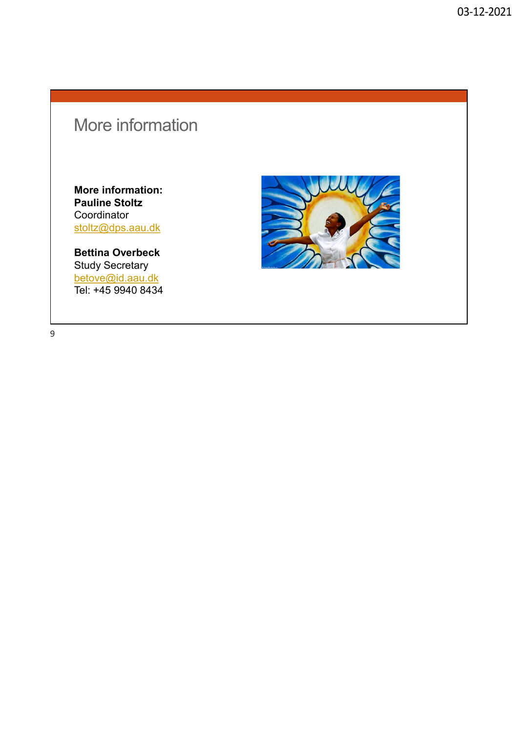# More information

**More information:**
**Pauline Stoltz**
Coordinator
stoltz@dps.aau.dk

**Bettina Overbeck**
Study Secretary
betove@id.aau.dk
Tel: +45 9940 8434